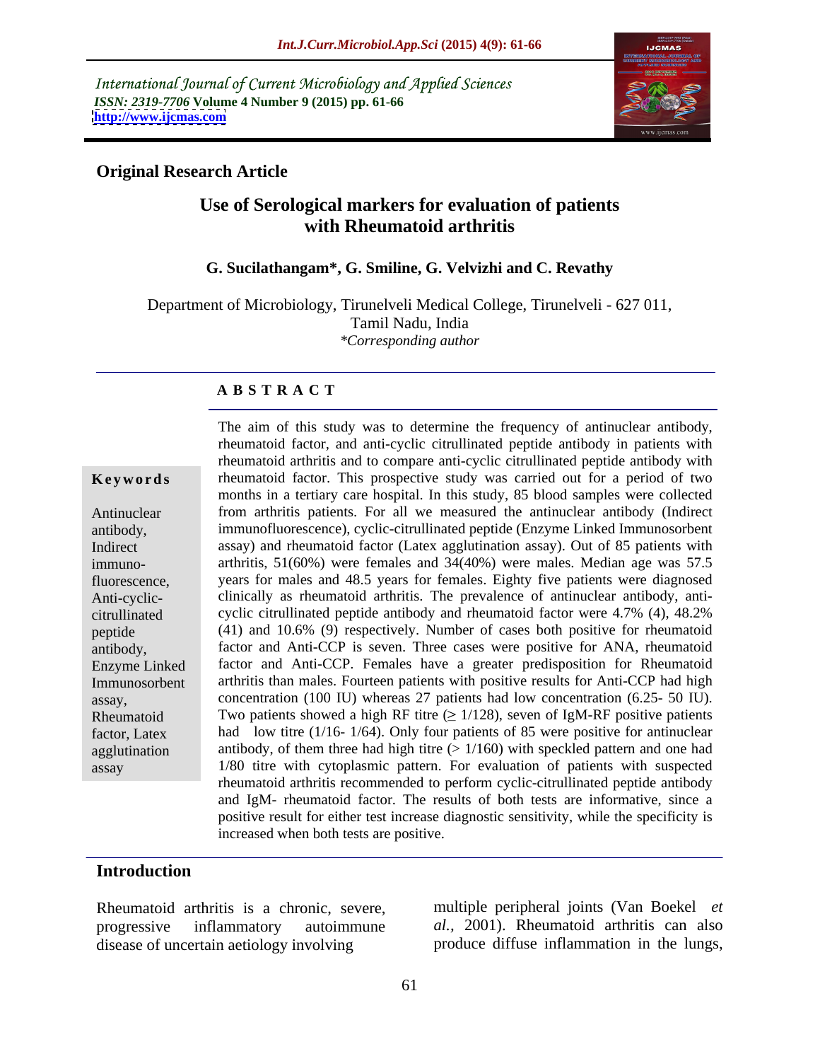International Journal of Current Microbiology and Applied Sciences
*ISSN: 2319-7706* **Volume 4 Number 9 (2015) pp. 61-66**
**http://www.ijcmas.com**

**Original Research Article**

# Use of Serological markers for evaluation of patients with Rheumatoid arthritis

**G. Sucilathangam*, G. Smiline, G. Velvizhi and C. Revathy**

Department of Microbiology, Tirunelveli Medical College, Tirunelveli - 627 011, Tamil Nadu, India
*\*Corresponding author*

## ABSTRACT

**Keywords**

Antinuclear antibody, Indirect immuno-fluorescence, Anti-cyclic-citrullinated peptide antibody, Enzyme Linked Immunosorbent assay, Rheumatoid factor, Latex agglutination assay

The aim of this study was to determine the frequency of antinuclear antibody, rheumatoid factor, and anti-cyclic citrullinated peptide antibody in patients with rheumatoid arthritis and to compare anti-cyclic citrullinated peptide antibody with rheumatoid factor. This prospective study was carried out for a period of two months in a tertiary care hospital. In this study, 85 blood samples were collected from arthritis patients. For all we measured the antinuclear antibody (Indirect immunofluorescence), cyclic-citrullinated peptide (Enzyme Linked Immunosorbent assay) and rheumatoid factor (Latex agglutination assay). Out of 85 patients with arthritis, 51(60%) were females and 34(40%) were males. Median age was 57.5 years for males and 48.5 years for females. Eighty five patients were diagnosed clinically as rheumatoid arthritis. The prevalence of antinuclear antibody, anti-cyclic citrullinated peptide antibody and rheumatoid factor were 4.7% (4), 48.2% (41) and 10.6% (9) respectively. Number of cases both positive for rheumatoid factor and Anti-CCP is seven. Three cases were positive for ANA, rheumatoid factor and Anti-CCP. Females have a greater predisposition for Rheumatoid arthritis than males. Fourteen patients with positive results for Anti-CCP had high concentration (100 IU) whereas 27 patients had low concentration (6.25- 50 IU). Two patients showed a high RF titre ($\geq$ 1/128), seven of IgM-RF positive patients had low titre (1/16- 1/64). Only four patients of 85 were positive for antinuclear antibody, of them three had high titre (> 1/160) with speckled pattern and one had 1/80 titre with cytoplasmic pattern. For evaluation of patients with suspected rheumatoid arthritis recommended to perform cyclic-citrullinated peptide antibody and IgM- rheumatoid factor. The results of both tests are informative, since a positive result for either test increase diagnostic sensitivity, while the specificity is increased when both tests are positive.

## Introduction

Rheumatoid arthritis is a chronic, severe, progressive inflammatory autoimmune disease of uncertain aetiology involving multiple peripheral joints (Van Boekel *et al.,* 2001). Rheumatoid arthritis can also produce diffuse inflammation in the lungs,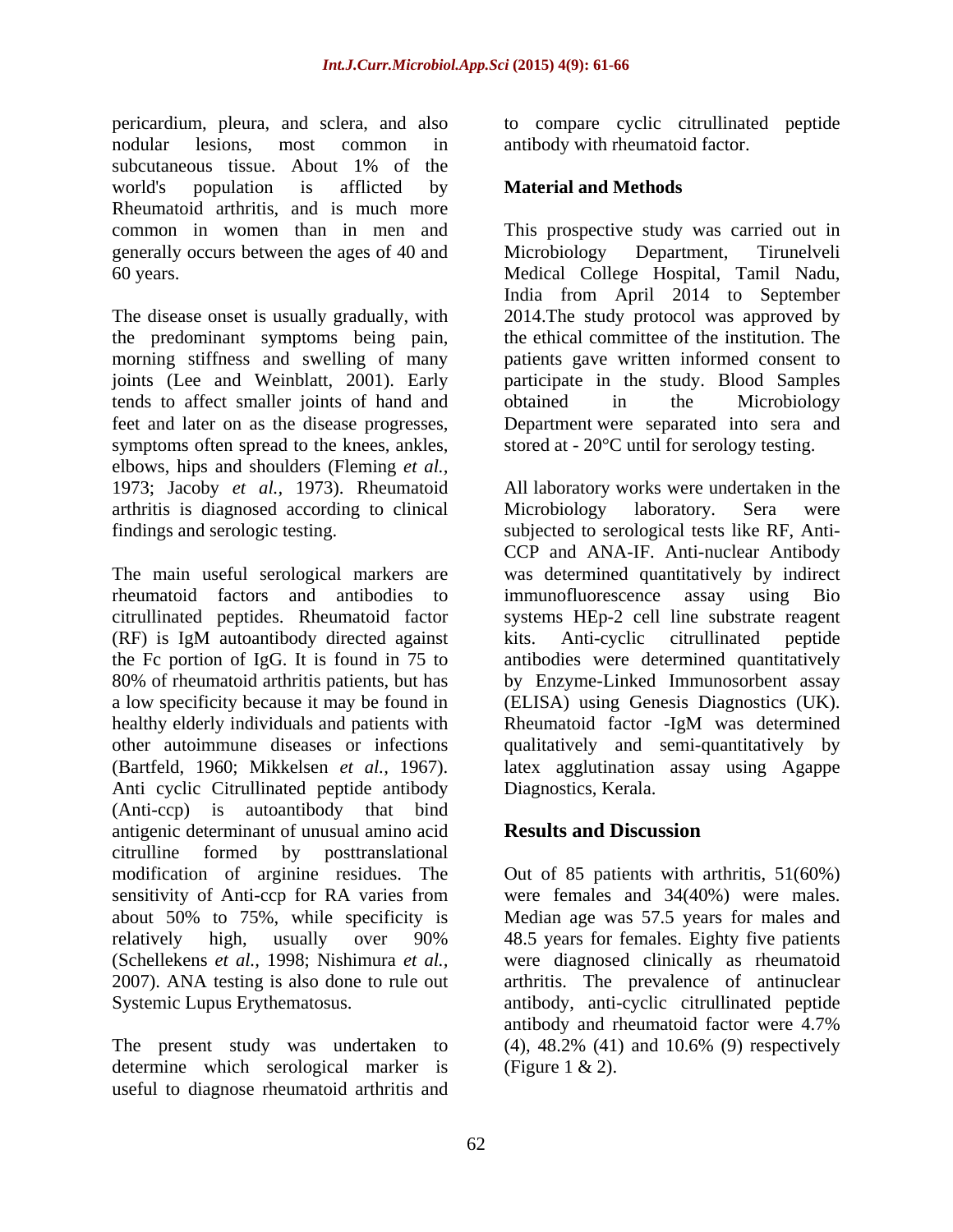pericardium, pleura, and sclera, and also nodular lesions, most common in subcutaneous tissue. About 1% of the world's population is afflicted by Rheumatoid arthritis, and is much more common in women than in men and generally occurs between the ages of 40 and 60 years.

The disease onset is usually gradually, with the predominant symptoms being pain, morning stiffness and swelling of many joints (Lee and Weinblatt, 2001). Early tends to affect smaller joints of hand and feet and later on as the disease progresses, symptoms often spread to the knees, ankles, elbows, hips and shoulders (Fleming *et al.,* 1973; Jacoby *et al.,* 1973). Rheumatoid arthritis is diagnosed according to clinical findings and serologic testing.

The main useful serological markers are rheumatoid factors and antibodies to citrullinated peptides. Rheumatoid factor (RF) is IgM autoantibody directed against the Fc portion of IgG. It is found in 75 to 80% of rheumatoid arthritis patients, but has a low specificity because it may be found in healthy elderly individuals and patients with other autoimmune diseases or infections (Bartfeld, 1960; Mikkelsen *et al.,* 1967). Anti cyclic Citrullinated peptide antibody (Anti-ccp) is autoantibody that bind antigenic determinant of unusual amino acid citrulline formed by posttranslational modification of arginine residues. The sensitivity of Anti-ccp for RA varies from about 50% to 75%, while specificity is relatively high, usually over 90% (Schellekens *et al.,* 1998; Nishimura *et al.,* 2007). ANA testing is also done to rule out Systemic Lupus Erythematosus.

The present study was undertaken to determine which serological marker is useful to diagnose rheumatoid arthritis and to compare cyclic citrullinated peptide antibody with rheumatoid factor.

## Material and Methods

This prospective study was carried out in Microbiology Department, Tirunelveli Medical College Hospital, Tamil Nadu, India from April 2014 to September 2014.The study protocol was approved by the ethical committee of the institution. The patients gave written informed consent to participate in the study. Blood Samples obtained in the Microbiology Department were separated into sera and stored at - 20°C until for serology testing.

All laboratory works were undertaken in the Microbiology laboratory. Sera were subjected to serological tests like RF, Anti-CCP and ANA-IF. Anti-nuclear Antibody was determined quantitatively by indirect immunofluorescence assay using Bio systems HEp-2 cell line substrate reagent kits. Anti-cyclic citrullinated peptide antibodies were determined quantitatively by Enzyme-Linked Immunosorbent assay (ELISA) using Genesis Diagnostics (UK). Rheumatoid factor -IgM was determined qualitatively and semi-quantitatively by latex agglutination assay using Agappe Diagnostics, Kerala.

## Results and Discussion

Out of 85 patients with arthritis, 51(60%) were females and 34(40%) were males. Median age was 57.5 years for males and 48.5 years for females. Eighty five patients were diagnosed clinically as rheumatoid arthritis. The prevalence of antinuclear antibody, anti-cyclic citrullinated peptide antibody and rheumatoid factor were 4.7% (4), 48.2% (41) and 10.6% (9) respectively (Figure 1 & 2).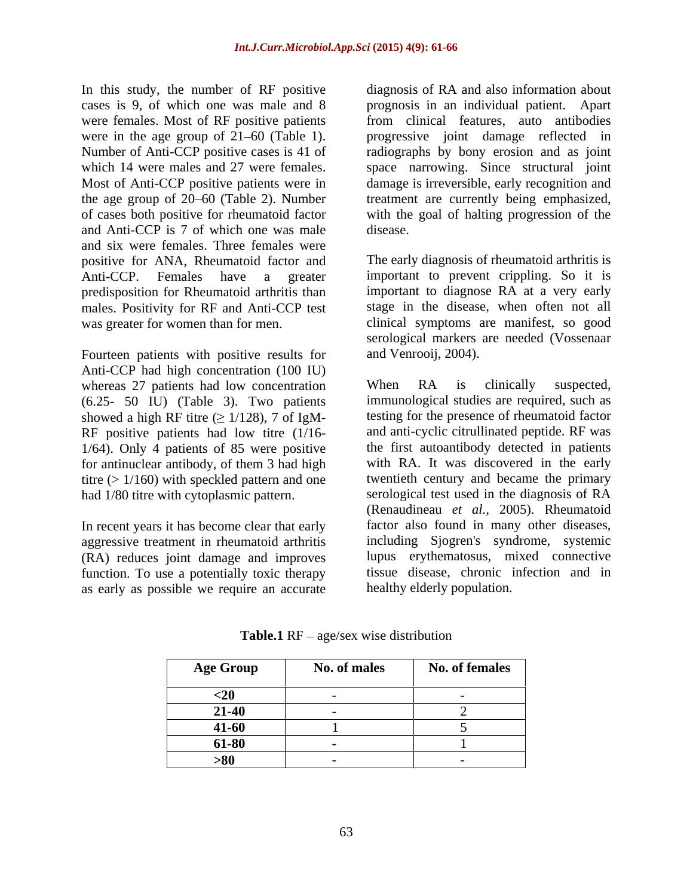In this study, the number of RF positive cases is 9, of which one was male and 8 were females. Most of RF positive patients were in the age group of 21–60 (Table 1). Number of Anti-CCP positive cases is 41 of which 14 were males and 27 were females. Most of Anti-CCP positive patients were in the age group of 20–60 (Table 2). Number of cases both positive for rheumatoid factor and Anti-CCP is 7 of which one was male and six were females. Three females were positive for ANA, Rheumatoid factor and Anti-CCP. Females have a greater predisposition for Rheumatoid arthritis than males. Positivity for RF and Anti-CCP test was greater for women than for men.

Fourteen patients with positive results for Anti-CCP had high concentration (100 IU) whereas 27 patients had low concentration (6.25- 50 IU) (Table 3). Two patients showed a high RF titre (≥ 1/128), 7 of IgM-RF positive patients had low titre (1/16-1/64). Only 4 patients of 85 were positive for antinuclear antibody, of them 3 had high titre (> 1/160) with speckled pattern and one had 1/80 titre with cytoplasmic pattern.

In recent years it has become clear that early aggressive treatment in rheumatoid arthritis (RA) reduces joint damage and improves function. To use a potentially toxic therapy as early as possible we require an accurate diagnosis of RA and also information about prognosis in an individual patient. Apart from clinical features, auto antibodies progressive joint damage reflected in radiographs by bony erosion and as joint space narrowing. Since structural joint damage is irreversible, early recognition and treatment are currently being emphasized, with the goal of halting progression of the disease.

The early diagnosis of rheumatoid arthritis is important to prevent crippling. So it is important to diagnose RA at a very early stage in the disease, when often not all clinical symptoms are manifest, so good serological markers are needed (Vossenaar and Venrooij, 2004).

When RA is clinically suspected, immunological studies are required, such as testing for the presence of rheumatoid factor and anti-cyclic citrullinated peptide. RF was the first autoantibody detected in patients with RA. It was discovered in the early twentieth century and became the primary serological test used in the diagnosis of RA (Renaudineau *et al.,* 2005). Rheumatoid factor also found in many other diseases, including Sjogren's syndrome, systemic lupus erythematosus, mixed connective tissue disease, chronic infection and in healthy elderly population.

**Table.1** RF – age/sex wise distribution

| Age Group | No. of males | No. of females |
|---|---|---|
| **<20** | - | - |
| **21-40** | - | 2 |
| **41-60** | 1 | 5 |
| **61-80** | - | 1 |
| **>80** | - | - |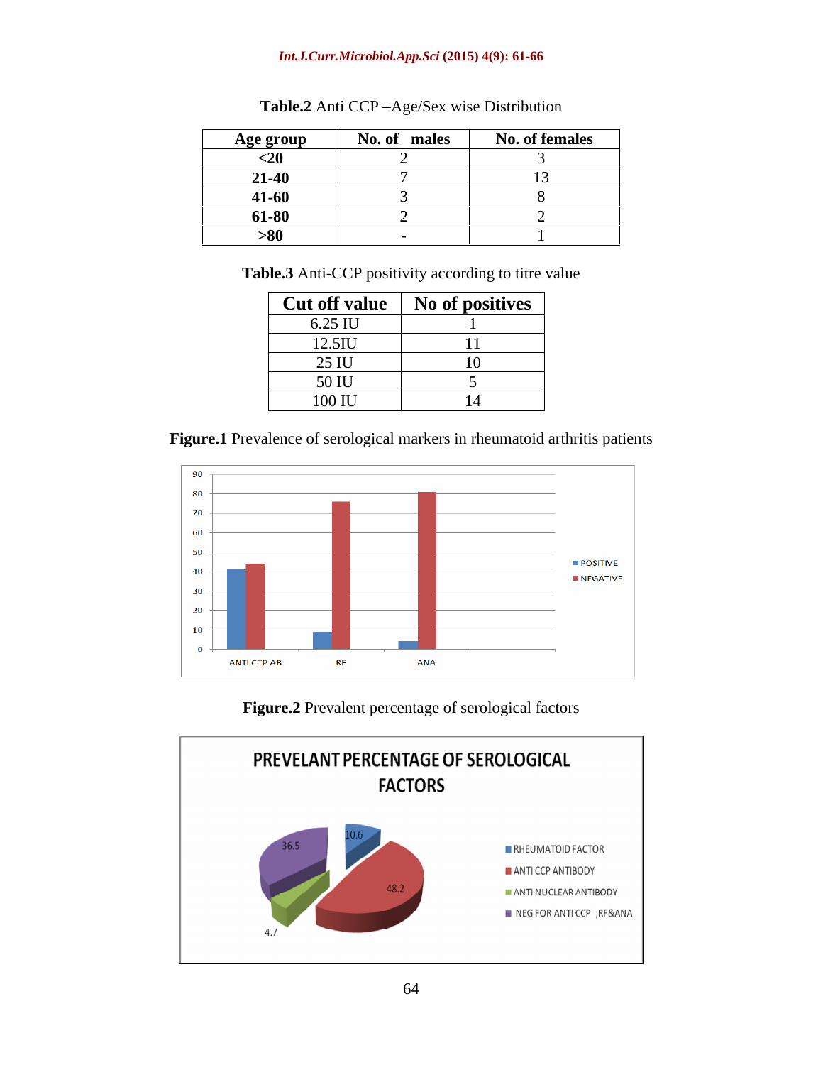**Table.2** Anti CCP –Age/Sex wise Distribution

| Age group | No. of males | No. of females |
|---|---|---|
| <20 | 2 | 3 |
| 21-40 | 7 | 13 |
| 41-60 | 3 | 8 |
| 61-80 | 2 | 2 |
| >80 | - | 1 |

**Table.3** Anti-CCP positivity according to titre value

| Cut off value | No of positives |
|---|---|
| 6.25 IU | 1 |
| 12.5IU | 11 |
| 25 IU | 10 |
| 50 IU | 5 |
| 100 IU | 14 |

**Figure.1** Prevalence of serological markers in rheumatoid arthritis patients

**Figure.2** Prevalent percentage of serological factors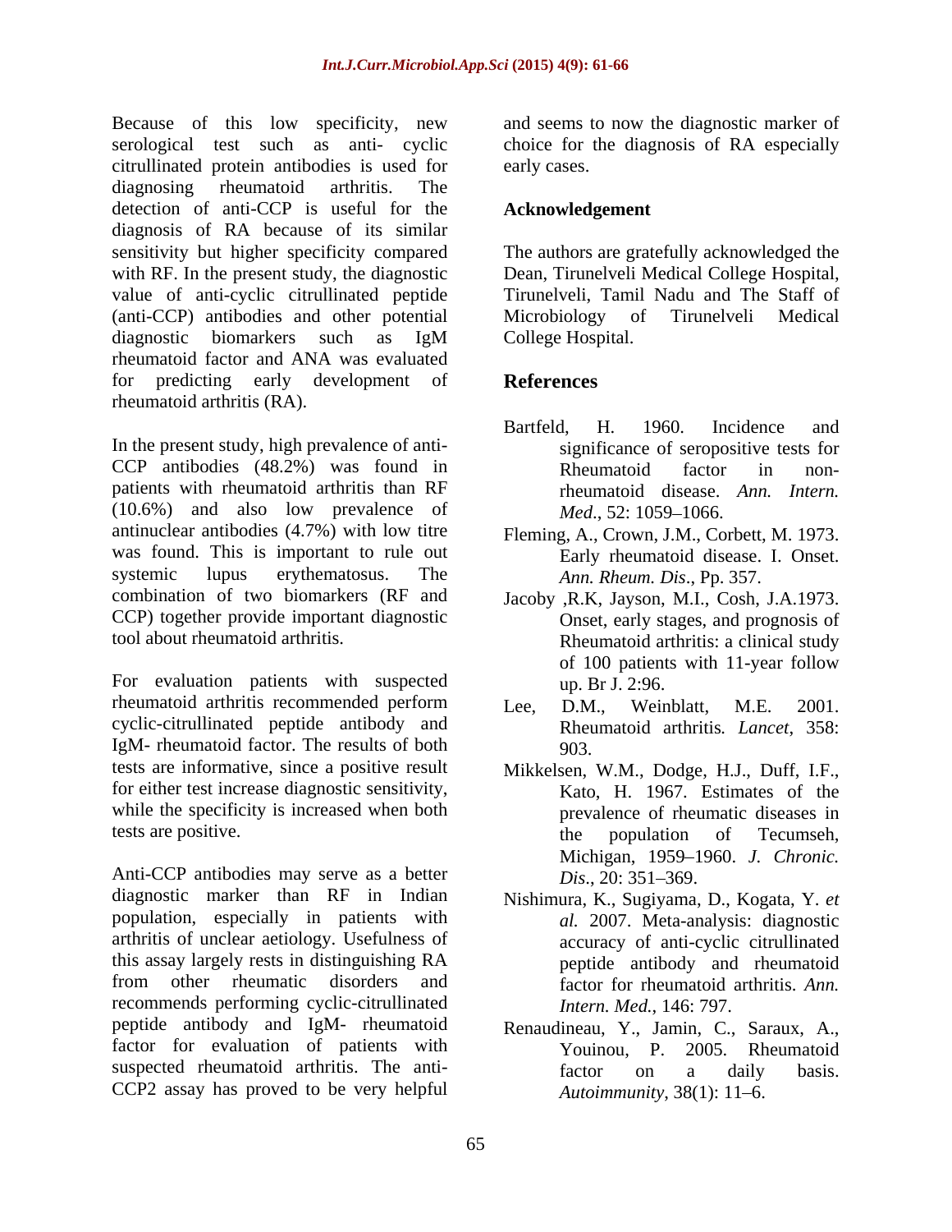Because of this low specificity, new serological test such as anti- cyclic citrullinated protein antibodies is used for diagnosing rheumatoid arthritis. The detection of anti-CCP is useful for the diagnosis of RA because of its similar sensitivity but higher specificity compared with RF. In the present study, the diagnostic value of anti-cyclic citrullinated peptide (anti-CCP) antibodies and other potential diagnostic biomarkers such as IgM rheumatoid factor and ANA was evaluated for predicting early development of rheumatoid arthritis (RA).

In the present study, high prevalence of anti-CCP antibodies (48.2%) was found in patients with rheumatoid arthritis than RF (10.6%) and also low prevalence of antinuclear antibodies (4.7%) with low titre was found. This is important to rule out systemic lupus erythematosus. The combination of two biomarkers (RF and CCP) together provide important diagnostic tool about rheumatoid arthritis.

For evaluation patients with suspected rheumatoid arthritis recommended perform cyclic-citrullinated peptide antibody and IgM- rheumatoid factor. The results of both tests are informative, since a positive result for either test increase diagnostic sensitivity, while the specificity is increased when both tests are positive.

Anti-CCP antibodies may serve as a better diagnostic marker than RF in Indian population, especially in patients with arthritis of unclear aetiology. Usefulness of this assay largely rests in distinguishing RA from other rheumatic disorders and recommends performing cyclic-citrullinated peptide antibody and IgM- rheumatoid factor for evaluation of patients with suspected rheumatoid arthritis. The anti-CCP2 assay has proved to be very helpful and seems to now the diagnostic marker of choice for the diagnosis of RA especially early cases.

## Acknowledgement

The authors are gratefully acknowledged the Dean, Tirunelveli Medical College Hospital, Tirunelveli, Tamil Nadu and The Staff of Microbiology of Tirunelveli Medical College Hospital.

## References

Bartfeld, H. 1960. Incidence and significance of seropositive tests for Rheumatoid factor in non-rheumatoid disease. *Ann. Intern. Med*., 52: 1059–1066.

Fleming, A., Crown, J.M., Corbett, M. 1973. Early rheumatoid disease. I. Onset. *Ann. Rheum. Dis*., Pp. 357.

Jacoby ,R.K, Jayson, M.I., Cosh, J.A.1973. Onset, early stages, and prognosis of Rheumatoid arthritis: a clinical study of 100 patients with 11-year follow up. Br J. 2:96.

Lee, D.M., Weinblatt, M.E. 2001. Rheumatoid arthritis. *Lancet*, 358: 903.

Mikkelsen, W.M., Dodge, H.J., Duff, I.F., Kato, H. 1967. Estimates of the prevalence of rheumatic diseases in the population of Tecumseh, Michigan, 1959–1960. *J. Chronic. Dis*., 20: 351–369.

Nishimura, K., Sugiyama, D., Kogata, Y. *et al.* 2007. Meta-analysis: diagnostic accuracy of anti-cyclic citrullinated peptide antibody and rheumatoid factor for rheumatoid arthritis. *Ann. Intern. Med.*, 146: 797.

Renaudineau, Y., Jamin, C., Saraux, A., Youinou, P. 2005. Rheumatoid factor on a daily basis. *Autoimmunity*, 38(1): 11–6.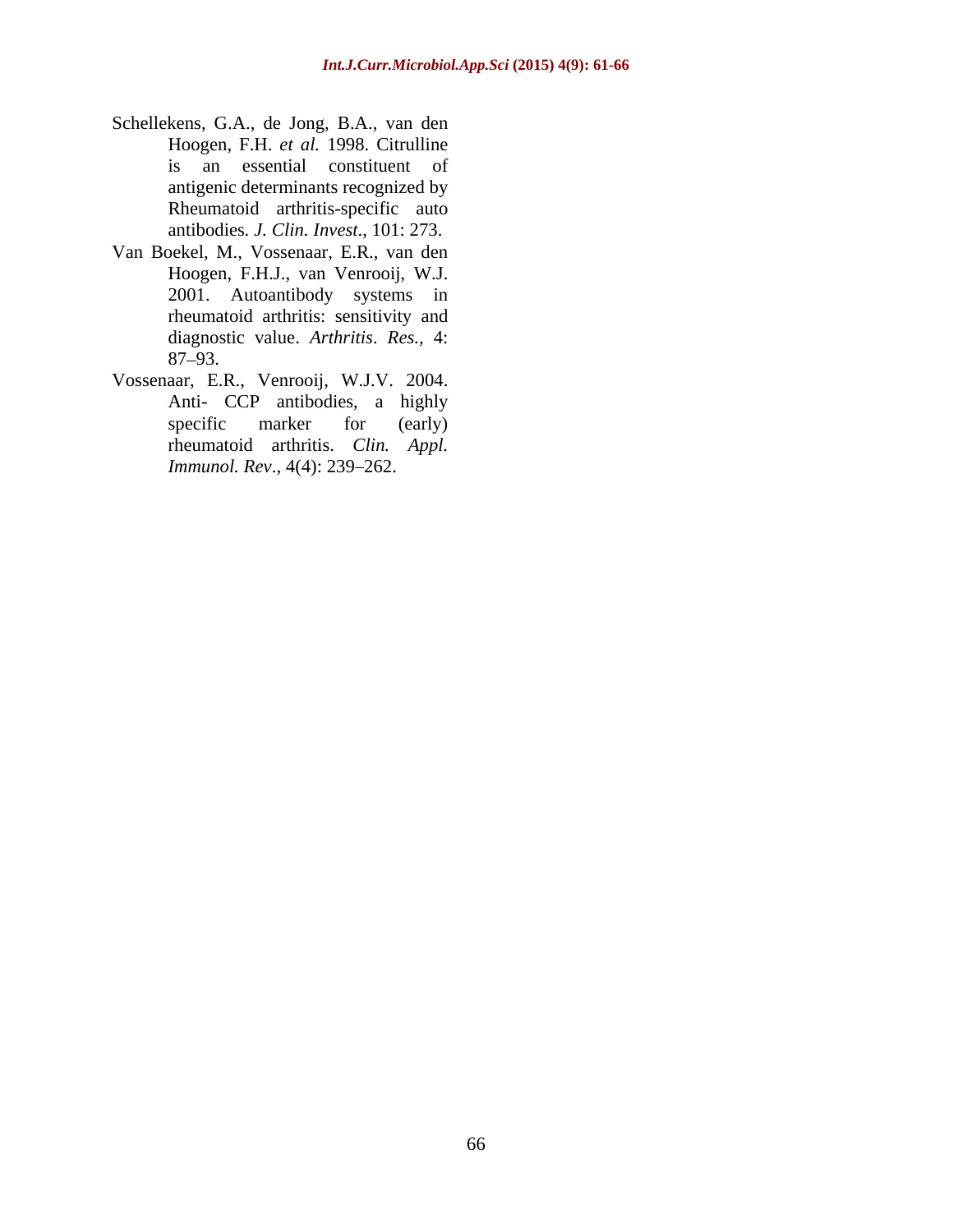Schellekens, G.A., de Jong, B.A., van den Hoogen, F.H. *et al.* 1998. Citrulline is an essential constituent of antigenic determinants recognized by Rheumatoid arthritis-specific auto antibodies*. J. Clin. Invest*., 101: 273.

Van Boekel, M., Vossenaar, E.R., van den Hoogen, F.H.J., van Venrooij, W.J. 2001. Autoantibody systems in rheumatoid arthritis: sensitivity and diagnostic value. *Arthritis*. *Res.,* 4: 87–93.

Vossenaar, E.R., Venrooij, W.J.V. 2004. Anti- CCP antibodies, a highly specific marker for (early) rheumatoid arthritis. *Clin. Appl. Immunol. Rev*., 4(4): 239–262.